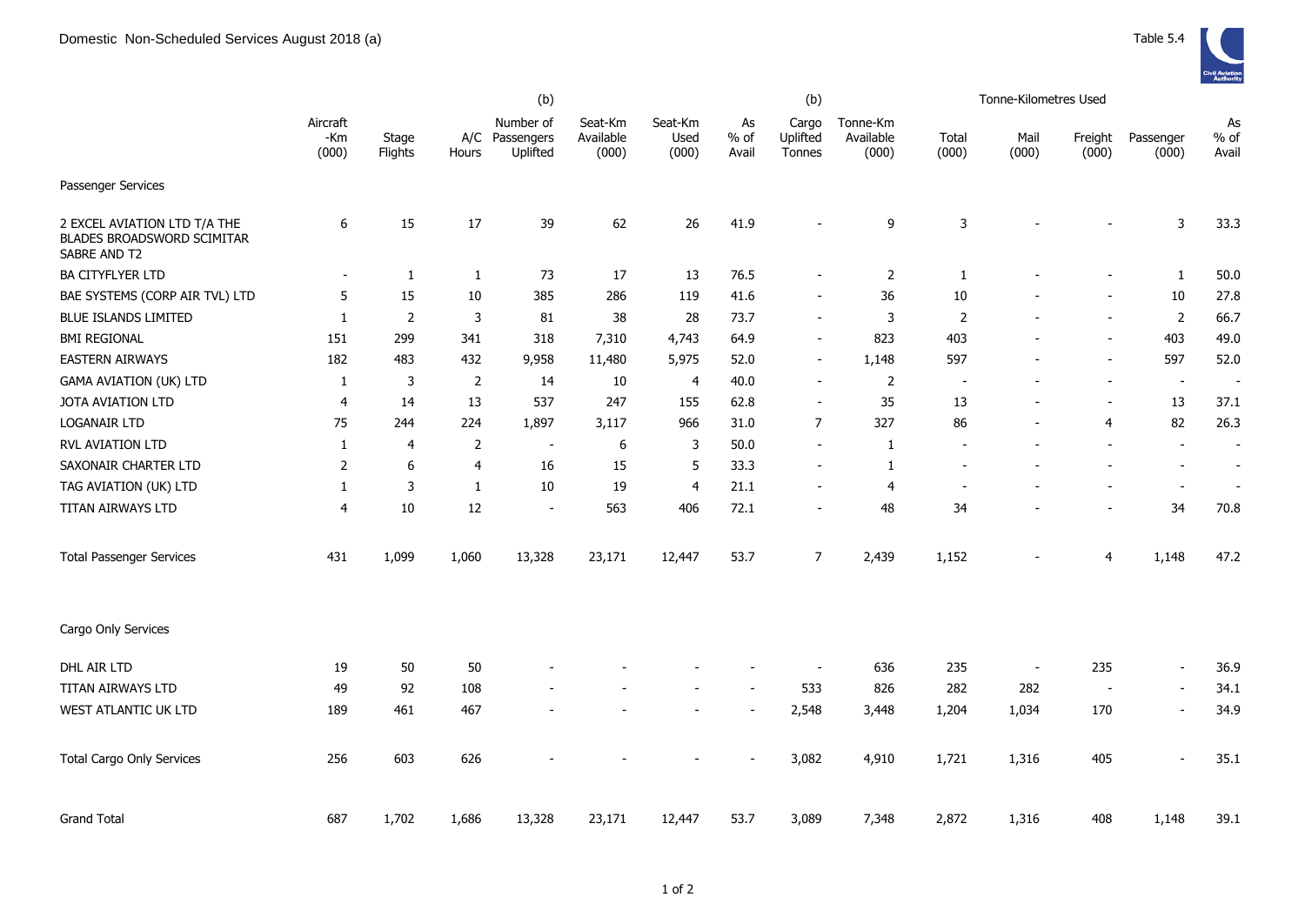Domestic Non-Scheduled Services August 2018 (a)

Table 5.4

| | Aircraft -Km (000) | Stage Flights | A/C Hours | (b) Number of Passengers Uplifted | Seat-Km Available (000) | Seat-Km Used (000) | As % of Avail | (b) Cargo Uplifted Tonnes | Tonne-Km Available (000) | Tonne-Kilometres Used Total (000) | Mail (000) | Freight (000) | Passenger (000) | As % of Avail |
|---|---|---|---|---|---|---|---|---|---|---|---|---|---|---|
| Passenger Services | | | | | | | | | | | | | | |
| 2 EXCEL AVIATION LTD T/A THE BLADES BROADSWORD SCIMITAR SABRE AND T2 | 6 | 15 | 17 | 39 | 62 | 26 | 41.9 | - | 9 | 3 | - | - | 3 | 33.3 |
| BA CITYFLYER LTD | - | 1 | 1 | 73 | 17 | 13 | 76.5 | - | 2 | 1 | - | - | 1 | 50.0 |
| BAE SYSTEMS (CORP AIR TVL) LTD | 5 | 15 | 10 | 385 | 286 | 119 | 41.6 | - | 36 | 10 | - | - | 10 | 27.8 |
| BLUE ISLANDS LIMITED | 1 | 2 | 3 | 81 | 38 | 28 | 73.7 | - | 3 | 2 | - | - | 2 | 66.7 |
| BMI REGIONAL | 151 | 299 | 341 | 318 | 7,310 | 4,743 | 64.9 | - | 823 | 403 | - | - | 403 | 49.0 |
| EASTERN AIRWAYS | 182 | 483 | 432 | 9,958 | 11,480 | 5,975 | 52.0 | - | 1,148 | 597 | - | - | 597 | 52.0 |
| GAMA AVIATION (UK) LTD | 1 | 3 | 2 | 14 | 10 | 4 | 40.0 | - | 2 | - | - | - | - | - |
| JOTA AVIATION LTD | 4 | 14 | 13 | 537 | 247 | 155 | 62.8 | - | 35 | 13 | - | - | 13 | 37.1 |
| LOGANAIR LTD | 75 | 244 | 224 | 1,897 | 3,117 | 966 | 31.0 | 7 | 327 | 86 | - | 4 | 82 | 26.3 |
| RVL AVIATION LTD | 1 | 4 | 2 | - | 6 | 3 | 50.0 | - | 1 | - | - | - | - | - |
| SAXONAIR CHARTER LTD | 2 | 6 | 4 | 16 | 15 | 5 | 33.3 | - | 1 | - | - | - | - | - |
| TAG AVIATION (UK) LTD | 1 | 3 | 1 | 10 | 19 | 4 | 21.1 | - | 4 | - | - | - | - | - |
| TITAN AIRWAYS LTD | 4 | 10 | 12 | - | 563 | 406 | 72.1 | - | 48 | 34 | - | - | 34 | 70.8 |
| Total Passenger Services | 431 | 1,099 | 1,060 | 13,328 | 23,171 | 12,447 | 53.7 | 7 | 2,439 | 1,152 | - | 4 | 1,148 | 47.2 |
| Cargo Only Services | | | | | | | | | | | | | | |
| DHL AIR LTD | 19 | 50 | 50 | - | - | - | - | - | 636 | 235 | - | 235 | - | 36.9 |
| TITAN AIRWAYS LTD | 49 | 92 | 108 | - | - | - | - | 533 | 826 | 282 | 282 | - | - | 34.1 |
| WEST ATLANTIC UK LTD | 189 | 461 | 467 | - | - | - | - | 2,548 | 3,448 | 1,204 | 1,034 | 170 | - | 34.9 |
| Total Cargo Only Services | 256 | 603 | 626 | - | - | - | - | 3,082 | 4,910 | 1,721 | 1,316 | 405 | - | 35.1 |
| Grand Total | 687 | 1,702 | 1,686 | 13,328 | 23,171 | 12,447 | 53.7 | 3,089 | 7,348 | 2,872 | 1,316 | 408 | 1,148 | 39.1 |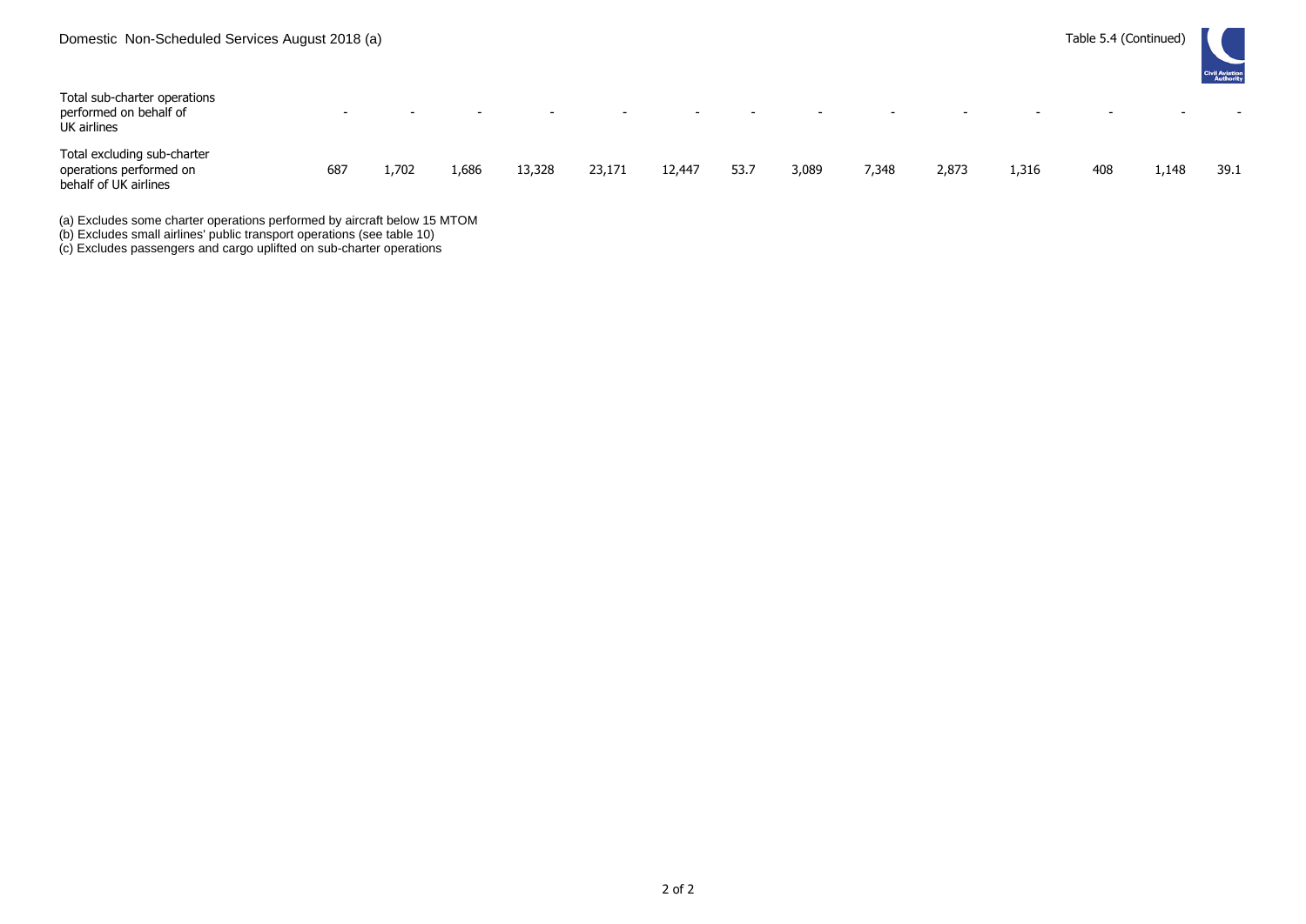Domestic Non-Scheduled Services August 2018 (a)

Table 5.4 (Continued)

| | | | | | | | | | | | | | | |
|---|---|---|---|---|---|---|---|---|---|---|---|---|---|---|
| Total sub-charter operations performed on behalf of UK airlines | - | - | - | - | - | - | - | - | - | - | - | - | - | - |
| Total excluding sub-charter operations performed on behalf of UK airlines | 687 | 1,702 | 1,686 | 13,328 | 23,171 | 12,447 | 53.7 | 3,089 | 7,348 | 2,873 | 1,316 | 408 | 1,148 | 39.1 |

(a) Excludes some charter operations performed by aircraft below 15 MTOM

(b) Excludes small airlines' public transport operations (see table 10)

(c) Excludes passengers and cargo uplifted on sub-charter operations